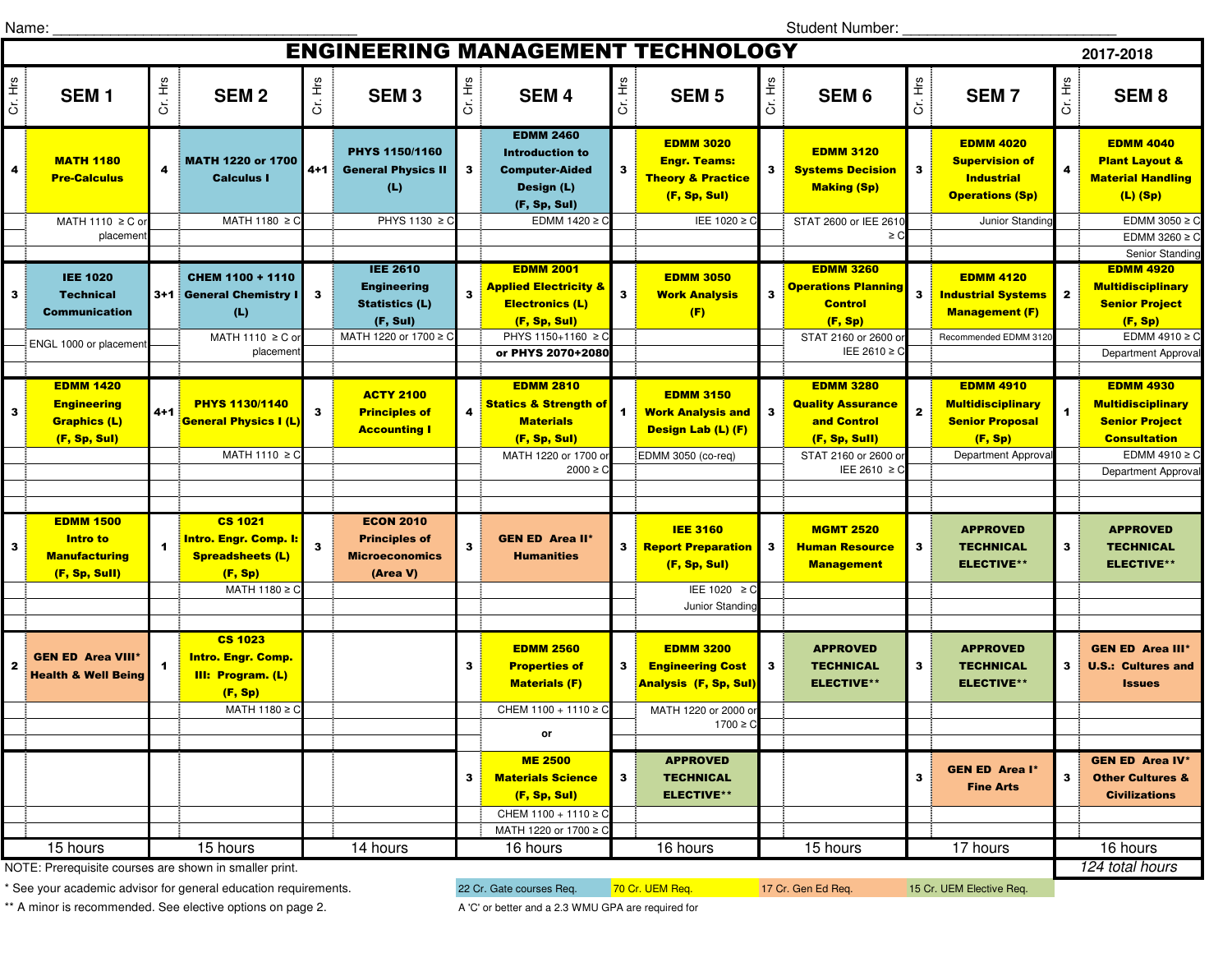Name: ______________________________ Student Number: ______________________

# ENGINEERING MANAGEMENT TECHNOLOGY

2017-2018

| Cr. Hrs | SEM 1 | Cr. Hrs | SEM 2 | Cr. Hrs | SEM 3 | Cr. Hrs | SEM 4 | Cr. Hrs | SEM 5 | Cr. Hrs | SEM 6 | Cr. Hrs | SEM 7 | Cr. Hrs | SEM 8 |
|---|---|---|---|---|---|---|---|---|---|---|---|---|---|---|---|
| 4 | **MATH 1180 Pre-Calculus** | 4 | **MATH 1220 or 1700 Calculus I** | 4+1 | **PHYS 1150/1160 General Physics II (L)** | 3 | **EDMM 2460 Introduction to Computer-Aided Design (L) (F, Sp, SuI)** | 3 | **EDMM 3020 Engr. Teams: Theory & Practice (F, Sp, SuI)** | 3 | **EDMM 3120 Systems Decision Making (Sp)** | 3 | **EDMM 4020 Supervision of Industrial Operations (Sp)** | 4 | **EDMM 4040 Plant Layout & Material Handling (L) (Sp)** |
| | MATH 1110 ≥ C or placement | | MATH 1180 ≥ C | | PHYS 1130 ≥ C | | EDMM 1420 ≥ C | | IEE 1020 ≥ C | | STAT 2600 or IEE 2610 ≥ C | | Junior Standing | | EDMM 3050 ≥ C; EDMM 3260 ≥ C; Senior Standing |
| 3 | **IEE 1020 Technical Communication** | 3+1 | **CHEM 1100 + 1110 General Chemistry I (L)** | 3 | **IEE 2610 Engineering Statistics (L) (F, SuI)** | 3 | **EDMM 2001 Applied Electricity & Electronics (L) (F, Sp, SuI)** | 3 | **EDMM 3050 Work Analysis (F)** | 3 | **EDMM 3260 Operations Planning Control (F, Sp)** | 3 | **EDMM 4120 Industrial Systems Management (F)** | 2 | **EDMM 4920 Multidisciplinary Senior Project (F, Sp)** |
| | ENGL 1000 or placement | | MATH 1110 ≥ C or placement | | MATH 1220 or 1700 ≥ C | | PHYS 1150+1160 ≥ C **or PHYS 2070+2080** | | | | STAT 2160 or 2600 or IEE 2610 ≥ C | | Recommended EDMM 3120 | | EDMM 4910 ≥ C; Department Approval |
| 3 | **EDMM 1420 Engineering Graphics (L) (F, Sp, SuI)** | 4+1 | **PHYS 1130/1140 General Physics I (L)** | 3 | **ACTY 2100 Principles of Accounting I** | 4 | **EDMM 2810 Statics & Strength of Materials (F, Sp, SuI)** | 1 | **EDMM 3150 Work Analysis and Design Lab (L) (F)** | 3 | **EDMM 3280 Quality Assurance and Control (F, Sp, SuII)** | 2 | **EDMM 4910 Multidisciplinary Senior Proposal (F, Sp)** | 1 | **EDMM 4930 Multidisciplinary Senior Project Consultation** |
| | | | MATH 1110 ≥ C | | | | MATH 1220 or 1700 or 2000 ≥ C | | EDMM 3050 (co-req) | | STAT 2160 or 2600 or IEE 2610 ≥ C | | Department Approval | | EDMM 4910 ≥ C; Department Approval |
| 3 | **EDMM 1500 Intro to Manufacturing (F, Sp, SuII)** | 1 | **CS 1021 Intro. Engr. Comp. I: Spreadsheets (L) (F, Sp)** | 3 | **ECON 2010 Principles of Microeconomics (Area V)** | 3 | **GEN ED Area II* Humanities** | 3 | **IEE 3160 Report Preparation (F, Sp, SuI)** | 3 | **MGMT 2520 Human Resource Management** | 3 | **APPROVED TECHNICAL ELECTIVE**** | 3 | **APPROVED TECHNICAL ELECTIVE**** |
| | | | MATH 1180 ≥ C | | | | | | IEE 1020 ≥ C; Junior Standing | | | | | | |
| 2 | **GEN ED Area VIII* Health & Well Being** | 1 | **CS 1023 Intro. Engr. Comp. III: Program. (L) (F, Sp)** | | | 3 | **EDMM 2560 Properties of Materials (F)** | 3 | **EDMM 3200 Engineering Cost Analysis (F, Sp, SuI)** | 3 | **APPROVED TECHNICAL ELECTIVE**** | 3 | **APPROVED TECHNICAL ELECTIVE**** | 3 | **GEN ED Area III* U.S.: Cultures and Issues** |
| | | | MATH 1180 ≥ C | | | | CHEM 1100 + 1110 ≥ C; or | | MATH 1220 or 2000 or 1700 ≥ C | | | | | | |
| | | | | | | 3 | **ME 2500 Materials Science (F, Sp, SuI)** | 3 | **APPROVED TECHNICAL ELECTIVE**** | | | 3 | **GEN ED Area I* Fine Arts** | 3 | **GEN ED Area IV* Other Cultures & Civilizations** |
| | | | | | | | CHEM 1100 + 1110 ≥ C; MATH 1220 or 1700 ≥ C | | | | | | | | |
| | 15 hours | | 15 hours | | 14 hours | | 16 hours | | 16 hours | | 15 hours | | 17 hours | | 16 hours |

NOTE: Prerequisite courses are shown in smaller print.

*124 total hours*

\* See your academic advisor for general education requirements.

\*\* A minor is recommended. See elective options on page 2.

22 Cr. Gate courses Req. | 70 Cr. UEM Req. | 17 Cr. Gen Ed Req. | 15 Cr. UEM Elective Req.

A 'C' or better and a 2.3 WMU GPA are required for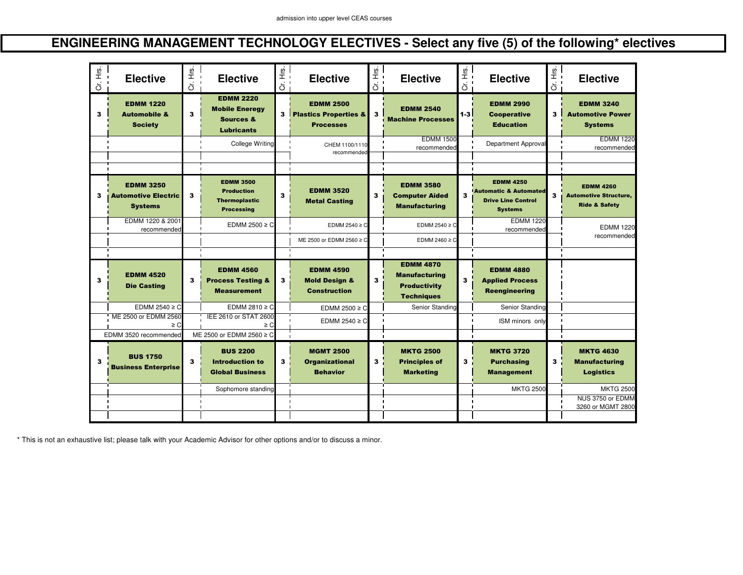admission into upper level CEAS courses

# ENGINEERING MANAGEMENT TECHNOLOGY ELECTIVES - Select any five (5) of the following* electives

| Cr. Hrs. | Elective | Cr. Hrs. | Elective | Cr. Hrs. | Elective | Cr. Hrs. | Elective | Cr. Hrs. | Elective | Cr. Hrs. | Elective |
|---|---|---|---|---|---|---|---|---|---|---|---|
| 3 | **EDMM 1220 Automobile & Society** | 3 | **EDMM 2220 Mobile Enegery Sources & Lubricants** | 3 | **EDMM 2500 Plastics Properties & Processes** | 3 | **EDMM 2540 Machine Processes** | 1-3 | **EDMM 2990 Cooperative Education** | 3 | **EDMM 3240 Automotive Power Systems** |
| | | | College Writing | | CHEM 1100/1110 recommended | | EDMM 1500 recommended | | Department Approval | | EDMM 1220 recommended |
| | | | | | | | | | | | |
| | | | | | | | | | | | |
| 3 | **EDMM 3250 Automotive Electric Systems** | 3 | **EDMM 3500 Production Thermoplastic Processing** | 3 | **EDMM 3520 Metal Casting** | 3 | **EDMM 3580 Computer Aided Manufacturing** | 3 | **EDMM 4250 Automatic & Automated Drive Line Control Systems** | 3 | **EDMM 4260 Automotive Structure, Ride & Safety** |
| | EDMM 1220 & 2001 recommended | | EDMM 2500 ≥ C | | EDMM 2540 ≥ C | | EDMM 2540 ≥ C | | EDMM 1220 recommended | | EDMM 1220 recommended |
| | | | | | ME 2500 or EDMM 2560 ≥ C | | EDMM 2460 ≥ C | | | | |
| | | | | | | | | | | | |
| 3 | **EDMM 4520 Die Casting** | 3 | **EDMM 4560 Process Testing & Measurement** | 3 | **EDMM 4590 Mold Design & Construction** | 3 | **EDMM 4870 Manufacturing Productivity Techniques** | 3 | **EDMM 4880 Applied Process Reengineering** | | |
| | EDMM 2540 ≥ C | | EDMM 2810 ≥ C | | EDMM 2500 ≥ C | | Senior Standing | | Senior Standing | | |
| | ME 2500 or EDMM 2560 ≥ C | | IEE 2610 or STAT 2600 ≥ C | | EDMM 2540 ≥ C | | | | ISM minors only | | |
| | EDMM 3520 recommended | | ME 2500 or EDMM 2560 ≥ C | | | | | | | | |
| 3 | **BUS 1750 Business Enterprise** | 3 | **BUS 2200 Introduction to Global Business** | 3 | **MGMT 2500 Organizational Behavior** | 3 | **MKTG 2500 Principles of Marketing** | 3 | **MKTG 3720 Purchasing Management** | 3 | **MKTG 4630 Manufacturing Logistics** |
| | | | Sophomore standing | | | | | | MKTG 2500 | | MKTG 2500 |
| | | | | | | | | | | | NUS 3750 or EDMM 3260 or MGMT 2800 |
| | | | | | | | | | | | |

* This is not an exhaustive list; please talk with your Academic Advisor for other options and/or to discuss a minor.